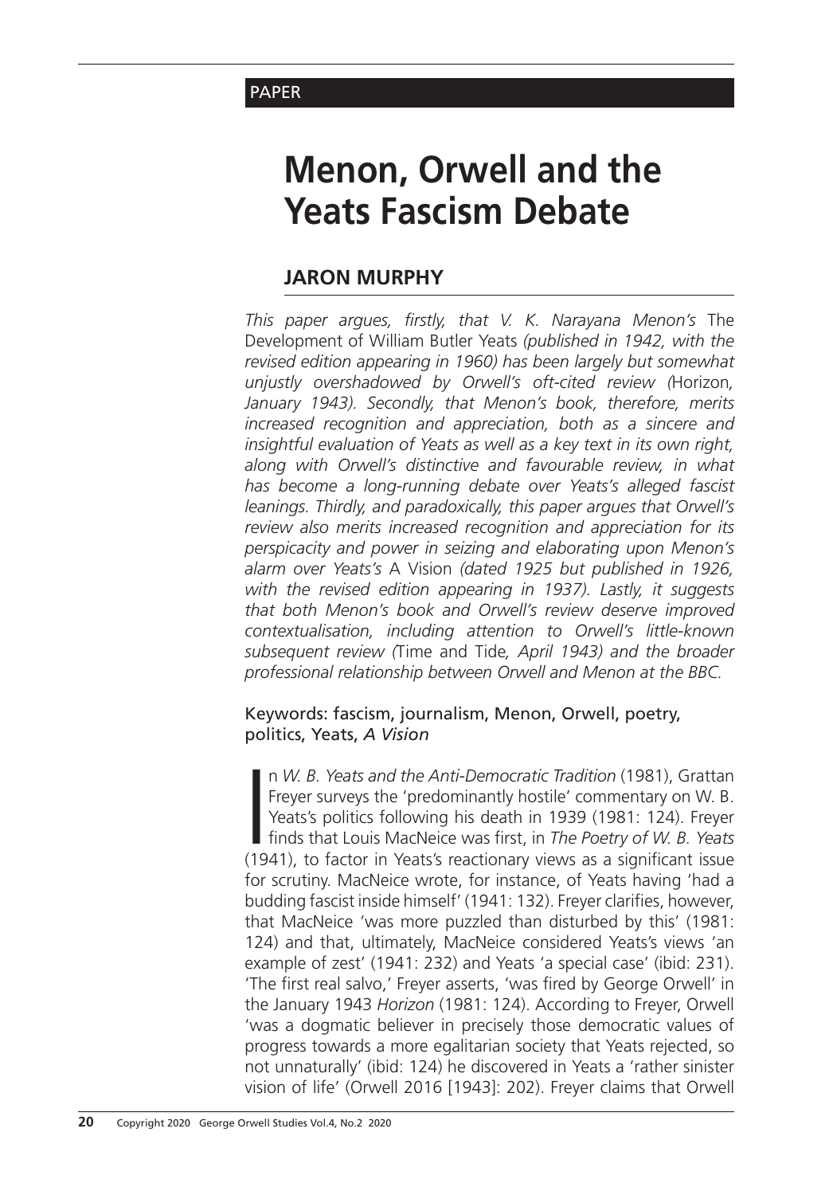PAPER

# Menon, Orwell and the Yeats Fascism Debate

## JARON MURPHY

*This paper argues, firstly, that V. K. Narayana Menon's* The Development of William Butler Yeats *(published in 1942, with the revised edition appearing in 1960) has been largely but somewhat unjustly overshadowed by Orwell's oft-cited review (*Horizon*, January 1943). Secondly, that Menon's book, therefore, merits increased recognition and appreciation, both as a sincere and insightful evaluation of Yeats as well as a key text in its own right, along with Orwell's distinctive and favourable review, in what has become a long-running debate over Yeats's alleged fascist leanings. Thirdly, and paradoxically, this paper argues that Orwell's review also merits increased recognition and appreciation for its perspicacity and power in seizing and elaborating upon Menon's alarm over Yeats's* A Vision *(dated 1925 but published in 1926, with the revised edition appearing in 1937). Lastly, it suggests that both Menon's book and Orwell's review deserve improved contextualisation, including attention to Orwell's little-known subsequent review (*Time and Tide*, April 1943) and the broader professional relationship between Orwell and Menon at the BBC.*

Keywords: fascism, journalism, Menon, Orwell, poetry, politics, Yeats, *A Vision*

In *W. B. Yeats and the Anti-Democratic Tradition* (1981), Grattan Freyer surveys the 'predominantly hostile' commentary on W. B. Yeats's politics following his death in 1939 (1981: 124). Freyer finds that Louis MacNeice was first, in *The Poetry of W. B. Yeats* (1941), to factor in Yeats's reactionary views as a significant issue for scrutiny. MacNeice wrote, for instance, of Yeats having 'had a budding fascist inside himself' (1941: 132). Freyer clarifies, however, that MacNeice 'was more puzzled than disturbed by this' (1981: 124) and that, ultimately, MacNeice considered Yeats's views 'an example of zest' (1941: 232) and Yeats 'a special case' (ibid: 231). 'The first real salvo,' Freyer asserts, 'was fired by George Orwell' in the January 1943 *Horizon* (1981: 124). According to Freyer, Orwell 'was a dogmatic believer in precisely those democratic values of progress towards a more egalitarian society that Yeats rejected, so not unnaturally' (ibid: 124) he discovered in Yeats a 'rather sinister vision of life' (Orwell 2016 [1943]: 202). Freyer claims that Orwell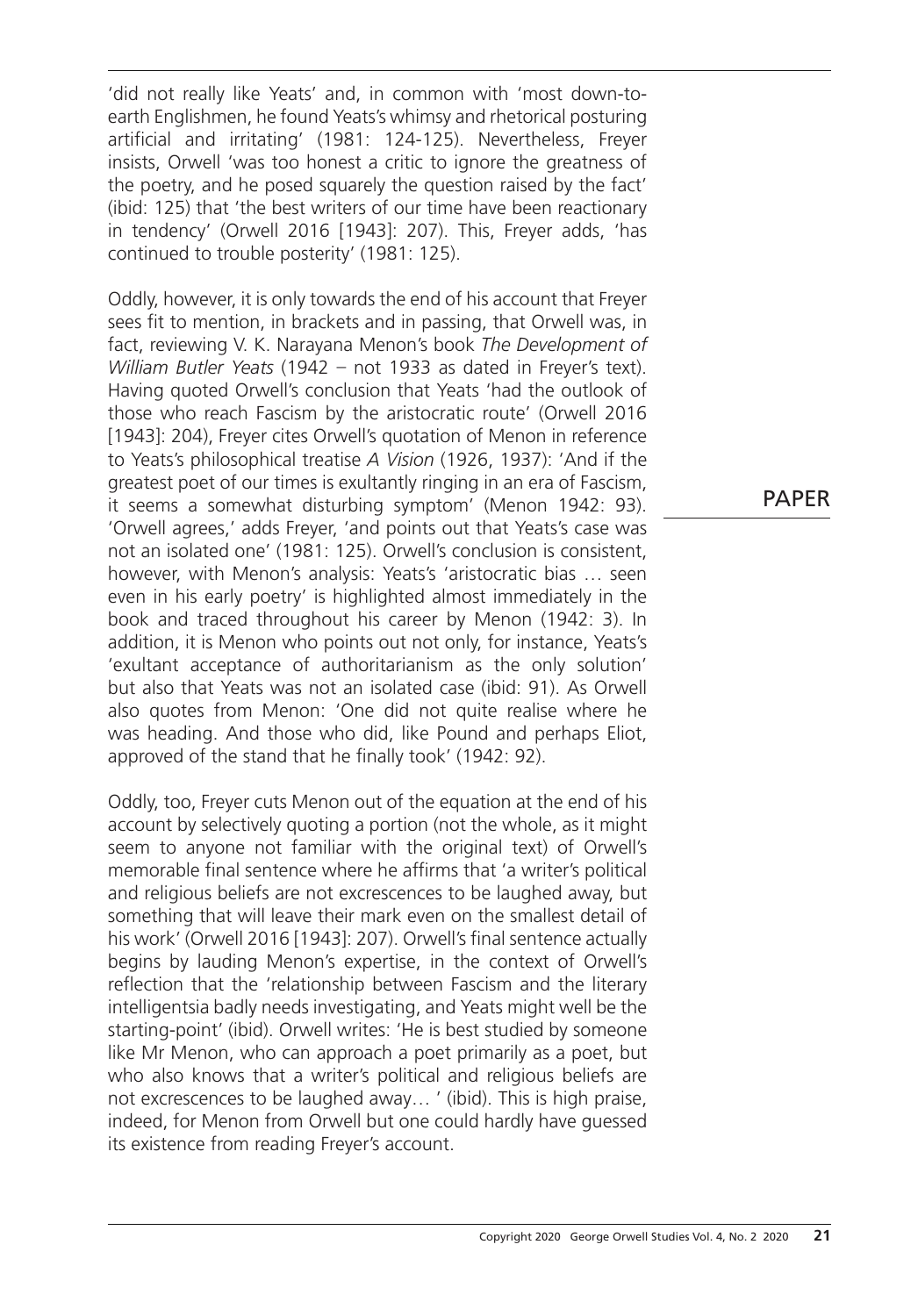'did not really like Yeats' and, in common with 'most down-to-earth Englishmen, he found Yeats's whimsy and rhetorical posturing artificial and irritating' (1981: 124-125). Nevertheless, Freyer insists, Orwell 'was too honest a critic to ignore the greatness of the poetry, and he posed squarely the question raised by the fact' (ibid: 125) that 'the best writers of our time have been reactionary in tendency' (Orwell 2016 [1943]: 207). This, Freyer adds, 'has continued to trouble posterity' (1981: 125).

Oddly, however, it is only towards the end of his account that Freyer sees fit to mention, in brackets and in passing, that Orwell was, in fact, reviewing V. K. Narayana Menon's book *The Development of William Butler Yeats* (1942 – not 1933 as dated in Freyer's text). Having quoted Orwell's conclusion that Yeats 'had the outlook of those who reach Fascism by the aristocratic route' (Orwell 2016 [1943]: 204), Freyer cites Orwell's quotation of Menon in reference to Yeats's philosophical treatise *A Vision* (1926, 1937): 'And if the greatest poet of our times is exultantly ringing in an era of Fascism, it seems a somewhat disturbing symptom' (Menon 1942: 93). 'Orwell agrees,' adds Freyer, 'and points out that Yeats's case was not an isolated one' (1981: 125). Orwell's conclusion is consistent, however, with Menon's analysis: Yeats's 'aristocratic bias … seen even in his early poetry' is highlighted almost immediately in the book and traced throughout his career by Menon (1942: 3). In addition, it is Menon who points out not only, for instance, Yeats's 'exultant acceptance of authoritarianism as the only solution' but also that Yeats was not an isolated case (ibid: 91). As Orwell also quotes from Menon: 'One did not quite realise where he was heading. And those who did, like Pound and perhaps Eliot, approved of the stand that he finally took' (1942: 92).

Oddly, too, Freyer cuts Menon out of the equation at the end of his account by selectively quoting a portion (not the whole, as it might seem to anyone not familiar with the original text) of Orwell's memorable final sentence where he affirms that 'a writer's political and religious beliefs are not excrescences to be laughed away, but something that will leave their mark even on the smallest detail of his work' (Orwell 2016 [1943]: 207). Orwell's final sentence actually begins by lauding Menon's expertise, in the context of Orwell's reflection that the 'relationship between Fascism and the literary intelligentsia badly needs investigating, and Yeats might well be the starting-point' (ibid). Orwell writes: 'He is best studied by someone like Mr Menon, who can approach a poet primarily as a poet, but who also knows that a writer's political and religious beliefs are not excrescences to be laughed away… ' (ibid). This is high praise, indeed, for Menon from Orwell but one could hardly have guessed its existence from reading Freyer's account.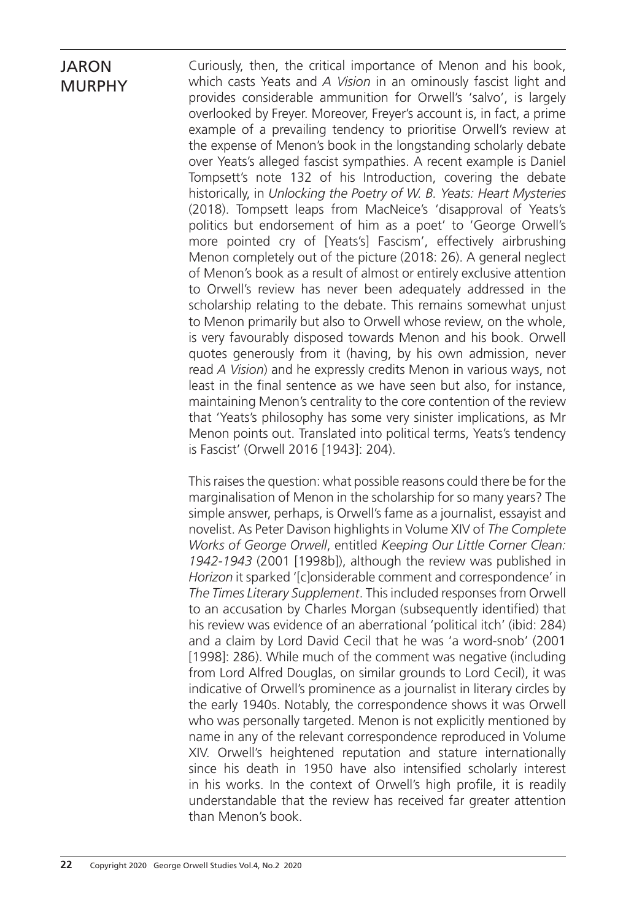Curiously, then, the critical importance of Menon and his book, which casts Yeats and *A Vision* in an ominously fascist light and provides considerable ammunition for Orwell's 'salvo', is largely overlooked by Freyer. Moreover, Freyer's account is, in fact, a prime example of a prevailing tendency to prioritise Orwell's review at the expense of Menon's book in the longstanding scholarly debate over Yeats's alleged fascist sympathies. A recent example is Daniel Tompsett's note 132 of his Introduction, covering the debate historically, in *Unlocking the Poetry of W. B. Yeats: Heart Mysteries* (2018). Tompsett leaps from MacNeice's 'disapproval of Yeats's politics but endorsement of him as a poet' to 'George Orwell's more pointed cry of [Yeats's] Fascism', effectively airbrushing Menon completely out of the picture (2018: 26). A general neglect of Menon's book as a result of almost or entirely exclusive attention to Orwell's review has never been adequately addressed in the scholarship relating to the debate. This remains somewhat unjust to Menon primarily but also to Orwell whose review, on the whole, is very favourably disposed towards Menon and his book. Orwell quotes generously from it (having, by his own admission, never read *A Vision*) and he expressly credits Menon in various ways, not least in the final sentence as we have seen but also, for instance, maintaining Menon's centrality to the core contention of the review that 'Yeats's philosophy has some very sinister implications, as Mr Menon points out. Translated into political terms, Yeats's tendency is Fascist' (Orwell 2016 [1943]: 204).

This raises the question: what possible reasons could there be for the marginalisation of Menon in the scholarship for so many years? The simple answer, perhaps, is Orwell's fame as a journalist, essayist and novelist. As Peter Davison highlights in Volume XIV of *The Complete Works of George Orwell*, entitled *Keeping Our Little Corner Clean: 1942-1943* (2001 [1998b]), although the review was published in *Horizon* it sparked '[c]onsiderable comment and correspondence' in *The Times Literary Supplement*. This included responses from Orwell to an accusation by Charles Morgan (subsequently identified) that his review was evidence of an aberrational 'political itch' (ibid: 284) and a claim by Lord David Cecil that he was 'a word-snob' (2001 [1998]: 286). While much of the comment was negative (including from Lord Alfred Douglas, on similar grounds to Lord Cecil), it was indicative of Orwell's prominence as a journalist in literary circles by the early 1940s. Notably, the correspondence shows it was Orwell who was personally targeted. Menon is not explicitly mentioned by name in any of the relevant correspondence reproduced in Volume XIV. Orwell's heightened reputation and stature internationally since his death in 1950 have also intensified scholarly interest in his works. In the context of Orwell's high profile, it is readily understandable that the review has received far greater attention than Menon's book.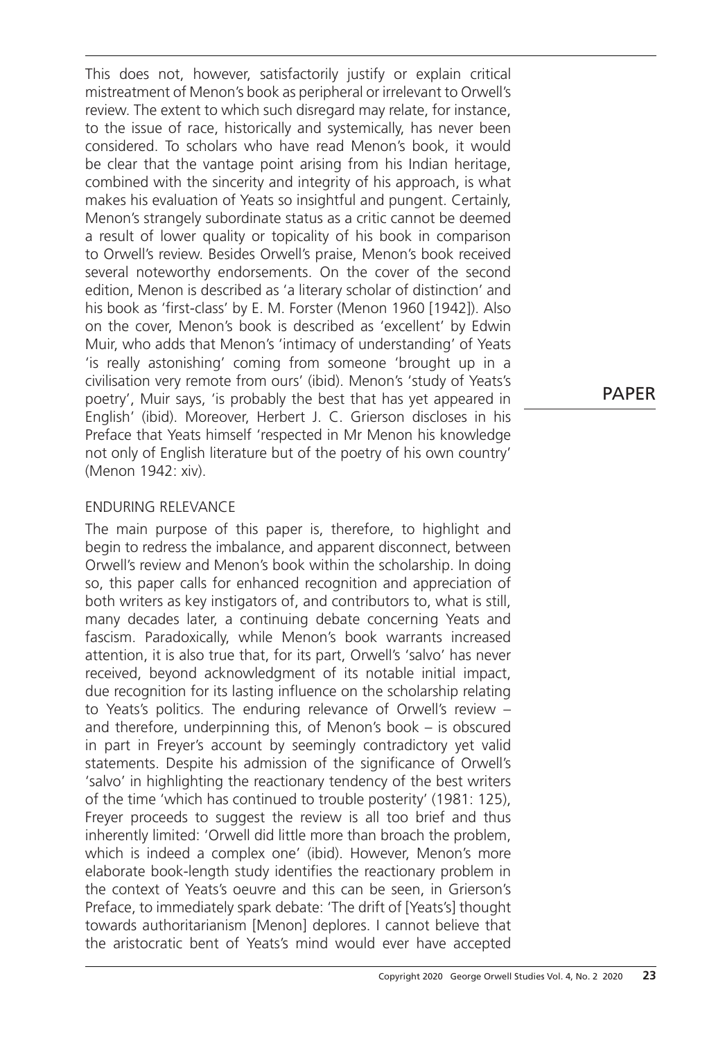This does not, however, satisfactorily justify or explain critical mistreatment of Menon's book as peripheral or irrelevant to Orwell's review. The extent to which such disregard may relate, for instance, to the issue of race, historically and systemically, has never been considered. To scholars who have read Menon's book, it would be clear that the vantage point arising from his Indian heritage, combined with the sincerity and integrity of his approach, is what makes his evaluation of Yeats so insightful and pungent. Certainly, Menon's strangely subordinate status as a critic cannot be deemed a result of lower quality or topicality of his book in comparison to Orwell's review. Besides Orwell's praise, Menon's book received several noteworthy endorsements. On the cover of the second edition, Menon is described as 'a literary scholar of distinction' and his book as 'first-class' by E. M. Forster (Menon 1960 [1942]). Also on the cover, Menon's book is described as 'excellent' by Edwin Muir, who adds that Menon's 'intimacy of understanding' of Yeats 'is really astonishing' coming from someone 'brought up in a civilisation very remote from ours' (ibid). Menon's 'study of Yeats's poetry', Muir says, 'is probably the best that has yet appeared in English' (ibid). Moreover, Herbert J. C. Grierson discloses in his Preface that Yeats himself 'respected in Mr Menon his knowledge not only of English literature but of the poetry of his own country' (Menon 1942: xiv).

## ENDURING RELEVANCE

The main purpose of this paper is, therefore, to highlight and begin to redress the imbalance, and apparent disconnect, between Orwell's review and Menon's book within the scholarship. In doing so, this paper calls for enhanced recognition and appreciation of both writers as key instigators of, and contributors to, what is still, many decades later, a continuing debate concerning Yeats and fascism. Paradoxically, while Menon's book warrants increased attention, it is also true that, for its part, Orwell's 'salvo' has never received, beyond acknowledgment of its notable initial impact, due recognition for its lasting influence on the scholarship relating to Yeats's politics. The enduring relevance of Orwell's review – and therefore, underpinning this, of Menon's book – is obscured in part in Freyer's account by seemingly contradictory yet valid statements. Despite his admission of the significance of Orwell's 'salvo' in highlighting the reactionary tendency of the best writers of the time 'which has continued to trouble posterity' (1981: 125), Freyer proceeds to suggest the review is all too brief and thus inherently limited: 'Orwell did little more than broach the problem, which is indeed a complex one' (ibid). However, Menon's more elaborate book-length study identifies the reactionary problem in the context of Yeats's oeuvre and this can be seen, in Grierson's Preface, to immediately spark debate: 'The drift of [Yeats's] thought towards authoritarianism [Menon] deplores. I cannot believe that the aristocratic bent of Yeats's mind would ever have accepted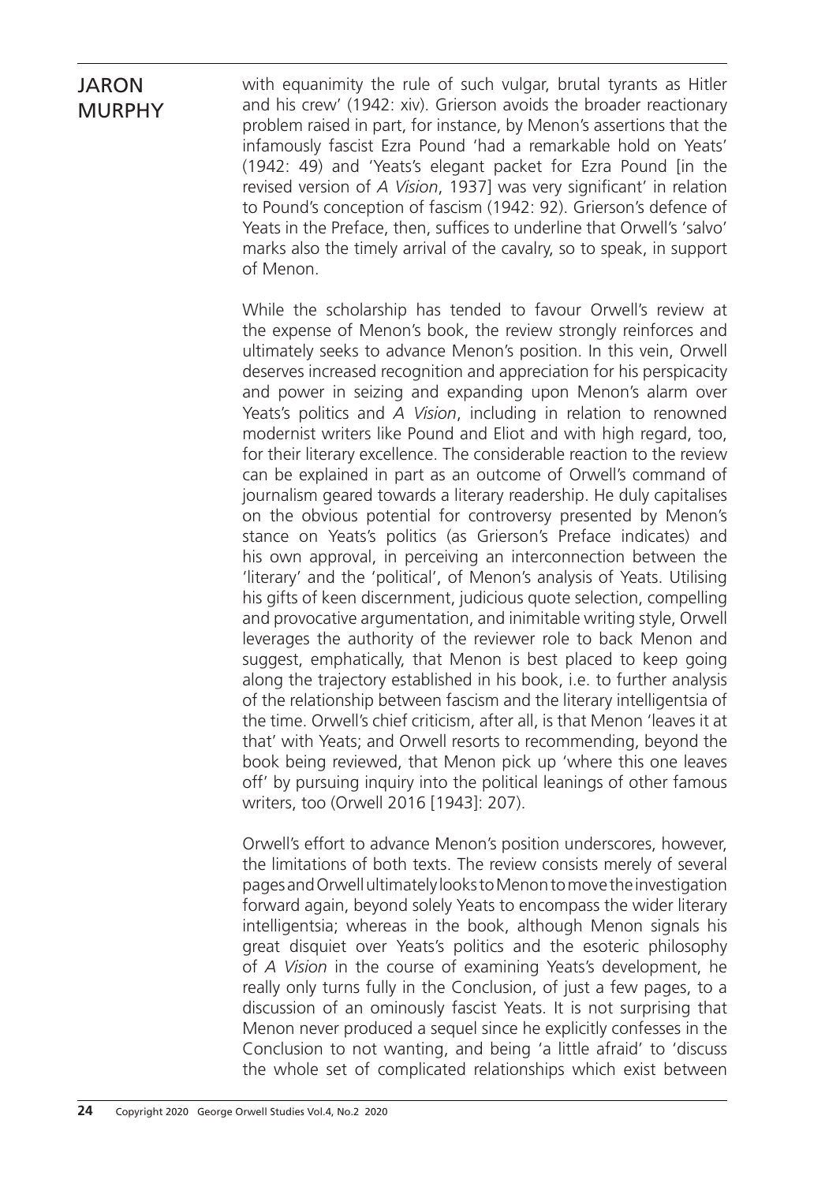with equanimity the rule of such vulgar, brutal tyrants as Hitler and his crew' (1942: xiv). Grierson avoids the broader reactionary problem raised in part, for instance, by Menon's assertions that the infamously fascist Ezra Pound 'had a remarkable hold on Yeats' (1942: 49) and 'Yeats's elegant packet for Ezra Pound [in the revised version of *A Vision*, 1937] was very significant' in relation to Pound's conception of fascism (1942: 92). Grierson's defence of Yeats in the Preface, then, suffices to underline that Orwell's 'salvo' marks also the timely arrival of the cavalry, so to speak, in support of Menon.

While the scholarship has tended to favour Orwell's review at the expense of Menon's book, the review strongly reinforces and ultimately seeks to advance Menon's position. In this vein, Orwell deserves increased recognition and appreciation for his perspicacity and power in seizing and expanding upon Menon's alarm over Yeats's politics and *A Vision*, including in relation to renowned modernist writers like Pound and Eliot and with high regard, too, for their literary excellence. The considerable reaction to the review can be explained in part as an outcome of Orwell's command of journalism geared towards a literary readership. He duly capitalises on the obvious potential for controversy presented by Menon's stance on Yeats's politics (as Grierson's Preface indicates) and his own approval, in perceiving an interconnection between the 'literary' and the 'political', of Menon's analysis of Yeats. Utilising his gifts of keen discernment, judicious quote selection, compelling and provocative argumentation, and inimitable writing style, Orwell leverages the authority of the reviewer role to back Menon and suggest, emphatically, that Menon is best placed to keep going along the trajectory established in his book, i.e. to further analysis of the relationship between fascism and the literary intelligentsia of the time. Orwell's chief criticism, after all, is that Menon 'leaves it at that' with Yeats; and Orwell resorts to recommending, beyond the book being reviewed, that Menon pick up 'where this one leaves off' by pursuing inquiry into the political leanings of other famous writers, too (Orwell 2016 [1943]: 207).

Orwell's effort to advance Menon's position underscores, however, the limitations of both texts. The review consists merely of several pages and Orwell ultimately looks to Menon to move the investigation forward again, beyond solely Yeats to encompass the wider literary intelligentsia; whereas in the book, although Menon signals his great disquiet over Yeats's politics and the esoteric philosophy of *A Vision* in the course of examining Yeats's development, he really only turns fully in the Conclusion, of just a few pages, to a discussion of an ominously fascist Yeats. It is not surprising that Menon never produced a sequel since he explicitly confesses in the Conclusion to not wanting, and being 'a little afraid' to 'discuss the whole set of complicated relationships which exist between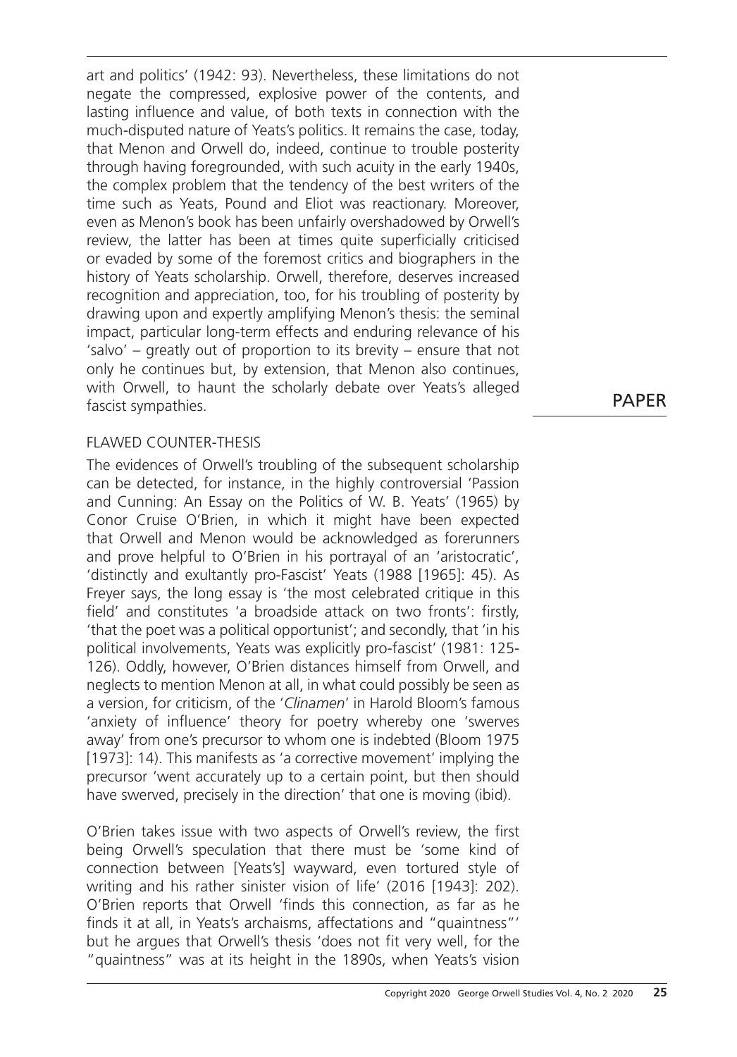art and politics' (1942: 93). Nevertheless, these limitations do not negate the compressed, explosive power of the contents, and lasting influence and value, of both texts in connection with the much-disputed nature of Yeats's politics. It remains the case, today, that Menon and Orwell do, indeed, continue to trouble posterity through having foregrounded, with such acuity in the early 1940s, the complex problem that the tendency of the best writers of the time such as Yeats, Pound and Eliot was reactionary. Moreover, even as Menon's book has been unfairly overshadowed by Orwell's review, the latter has been at times quite superficially criticised or evaded by some of the foremost critics and biographers in the history of Yeats scholarship. Orwell, therefore, deserves increased recognition and appreciation, too, for his troubling of posterity by drawing upon and expertly amplifying Menon's thesis: the seminal impact, particular long-term effects and enduring relevance of his 'salvo' – greatly out of proportion to its brevity – ensure that not only he continues but, by extension, that Menon also continues, with Orwell, to haunt the scholarly debate over Yeats's alleged fascist sympathies.

## FLAWED COUNTER-THESIS

The evidences of Orwell's troubling of the subsequent scholarship can be detected, for instance, in the highly controversial 'Passion and Cunning: An Essay on the Politics of W. B. Yeats' (1965) by Conor Cruise O'Brien, in which it might have been expected that Orwell and Menon would be acknowledged as forerunners and prove helpful to O'Brien in his portrayal of an 'aristocratic', 'distinctly and exultantly pro-Fascist' Yeats (1988 [1965]: 45). As Freyer says, the long essay is 'the most celebrated critique in this field' and constitutes 'a broadside attack on two fronts': firstly, 'that the poet was a political opportunist'; and secondly, that 'in his political involvements, Yeats was explicitly pro-fascist' (1981: 125-126). Oddly, however, O'Brien distances himself from Orwell, and neglects to mention Menon at all, in what could possibly be seen as a version, for criticism, of the '*Clinamen*' in Harold Bloom's famous 'anxiety of influence' theory for poetry whereby one 'swerves away' from one's precursor to whom one is indebted (Bloom 1975 [1973]: 14). This manifests as 'a corrective movement' implying the precursor 'went accurately up to a certain point, but then should have swerved, precisely in the direction' that one is moving (ibid).

O'Brien takes issue with two aspects of Orwell's review, the first being Orwell's speculation that there must be 'some kind of connection between [Yeats's] wayward, even tortured style of writing and his rather sinister vision of life' (2016 [1943]: 202). O'Brien reports that Orwell 'finds this connection, as far as he finds it at all, in Yeats's archaisms, affectations and "quaintness"' but he argues that Orwell's thesis 'does not fit very well, for the "quaintness" was at its height in the 1890s, when Yeats's vision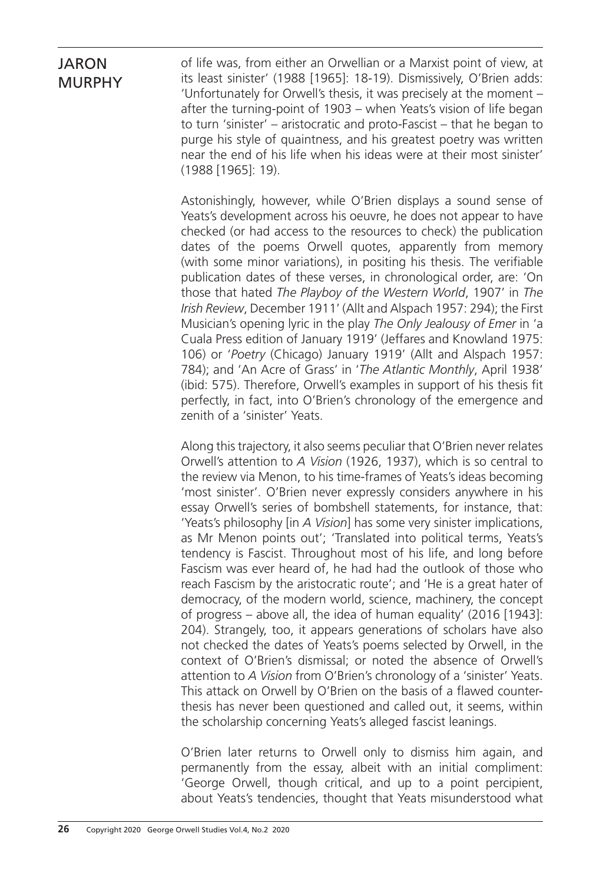of life was, from either an Orwellian or a Marxist point of view, at its least sinister' (1988 [1965]: 18-19). Dismissively, O'Brien adds: 'Unfortunately for Orwell's thesis, it was precisely at the moment – after the turning-point of 1903 – when Yeats's vision of life began to turn 'sinister' – aristocratic and proto-Fascist – that he began to purge his style of quaintness, and his greatest poetry was written near the end of his life when his ideas were at their most sinister' (1988 [1965]: 19).

Astonishingly, however, while O'Brien displays a sound sense of Yeats's development across his oeuvre, he does not appear to have checked (or had access to the resources to check) the publication dates of the poems Orwell quotes, apparently from memory (with some minor variations), in positing his thesis. The verifiable publication dates of these verses, in chronological order, are: 'On those that hated *The Playboy of the Western World*, 1907' in *The Irish Review*, December 1911' (Allt and Alspach 1957: 294); the First Musician's opening lyric in the play *The Only Jealousy of Emer* in 'a Cuala Press edition of January 1919' (Jeffares and Knowland 1975: 106) or '*Poetry* (Chicago) January 1919' (Allt and Alspach 1957: 784); and 'An Acre of Grass' in '*The Atlantic Monthly*, April 1938' (ibid: 575). Therefore, Orwell's examples in support of his thesis fit perfectly, in fact, into O'Brien's chronology of the emergence and zenith of a 'sinister' Yeats.

Along this trajectory, it also seems peculiar that O'Brien never relates Orwell's attention to *A Vision* (1926, 1937), which is so central to the review via Menon, to his time-frames of Yeats's ideas becoming 'most sinister'. O'Brien never expressly considers anywhere in his essay Orwell's series of bombshell statements, for instance, that: 'Yeats's philosophy [in *A Vision*] has some very sinister implications, as Mr Menon points out'; 'Translated into political terms, Yeats's tendency is Fascist. Throughout most of his life, and long before Fascism was ever heard of, he had had the outlook of those who reach Fascism by the aristocratic route'; and 'He is a great hater of democracy, of the modern world, science, machinery, the concept of progress – above all, the idea of human equality' (2016 [1943]: 204). Strangely, too, it appears generations of scholars have also not checked the dates of Yeats's poems selected by Orwell, in the context of O'Brien's dismissal; or noted the absence of Orwell's attention to *A Vision* from O'Brien's chronology of a 'sinister' Yeats. This attack on Orwell by O'Brien on the basis of a flawed counter-thesis has never been questioned and called out, it seems, within the scholarship concerning Yeats's alleged fascist leanings.

O'Brien later returns to Orwell only to dismiss him again, and permanently from the essay, albeit with an initial compliment: 'George Orwell, though critical, and up to a point percipient, about Yeats's tendencies, thought that Yeats misunderstood what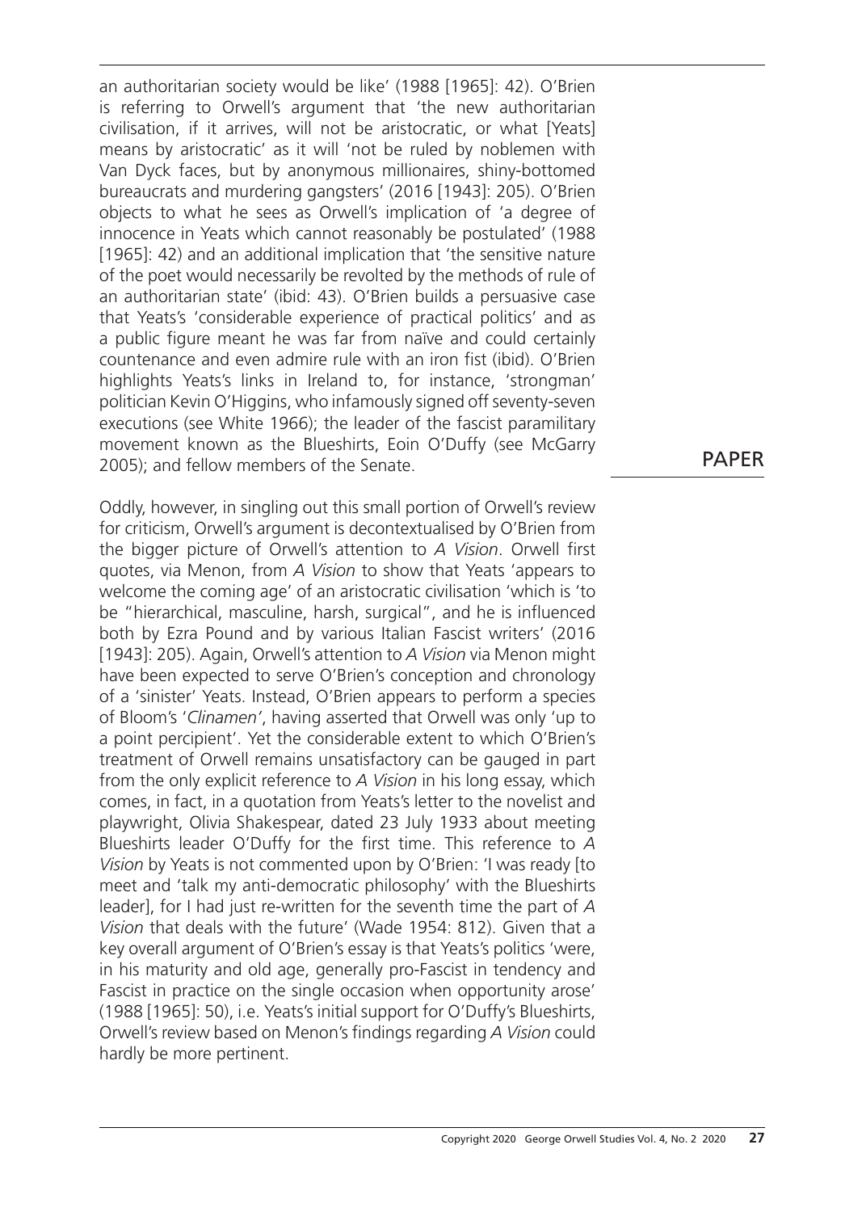an authoritarian society would be like' (1988 [1965]: 42). O'Brien is referring to Orwell's argument that 'the new authoritarian civilisation, if it arrives, will not be aristocratic, or what [Yeats] means by aristocratic' as it will 'not be ruled by noblemen with Van Dyck faces, but by anonymous millionaires, shiny-bottomed bureaucrats and murdering gangsters' (2016 [1943]: 205). O'Brien objects to what he sees as Orwell's implication of 'a degree of innocence in Yeats which cannot reasonably be postulated' (1988 [1965]: 42) and an additional implication that 'the sensitive nature of the poet would necessarily be revolted by the methods of rule of an authoritarian state' (ibid: 43). O'Brien builds a persuasive case that Yeats's 'considerable experience of practical politics' and as a public figure meant he was far from naïve and could certainly countenance and even admire rule with an iron fist (ibid). O'Brien highlights Yeats's links in Ireland to, for instance, 'strongman' politician Kevin O'Higgins, who infamously signed off seventy-seven executions (see White 1966); the leader of the fascist paramilitary movement known as the Blueshirts, Eoin O'Duffy (see McGarry 2005); and fellow members of the Senate.

Oddly, however, in singling out this small portion of Orwell's review for criticism, Orwell's argument is decontextualised by O'Brien from the bigger picture of Orwell's attention to *A Vision*. Orwell first quotes, via Menon, from *A Vision* to show that Yeats 'appears to welcome the coming age' of an aristocratic civilisation 'which is 'to be "hierarchical, masculine, harsh, surgical", and he is influenced both by Ezra Pound and by various Italian Fascist writers' (2016 [1943]: 205). Again, Orwell's attention to *A Vision* via Menon might have been expected to serve O'Brien's conception and chronology of a 'sinister' Yeats. Instead, O'Brien appears to perform a species of Bloom's '*Clinamen*', having asserted that Orwell was only 'up to a point percipient'. Yet the considerable extent to which O'Brien's treatment of Orwell remains unsatisfactory can be gauged in part from the only explicit reference to *A Vision* in his long essay, which comes, in fact, in a quotation from Yeats's letter to the novelist and playwright, Olivia Shakespear, dated 23 July 1933 about meeting Blueshirts leader O'Duffy for the first time. This reference to *A Vision* by Yeats is not commented upon by O'Brien: 'I was ready [to meet and 'talk my anti-democratic philosophy' with the Blueshirts leader], for I had just re-written for the seventh time the part of *A Vision* that deals with the future' (Wade 1954: 812). Given that a key overall argument of O'Brien's essay is that Yeats's politics 'were, in his maturity and old age, generally pro-Fascist in tendency and Fascist in practice on the single occasion when opportunity arose' (1988 [1965]: 50), i.e. Yeats's initial support for O'Duffy's Blueshirts, Orwell's review based on Menon's findings regarding *A Vision* could hardly be more pertinent.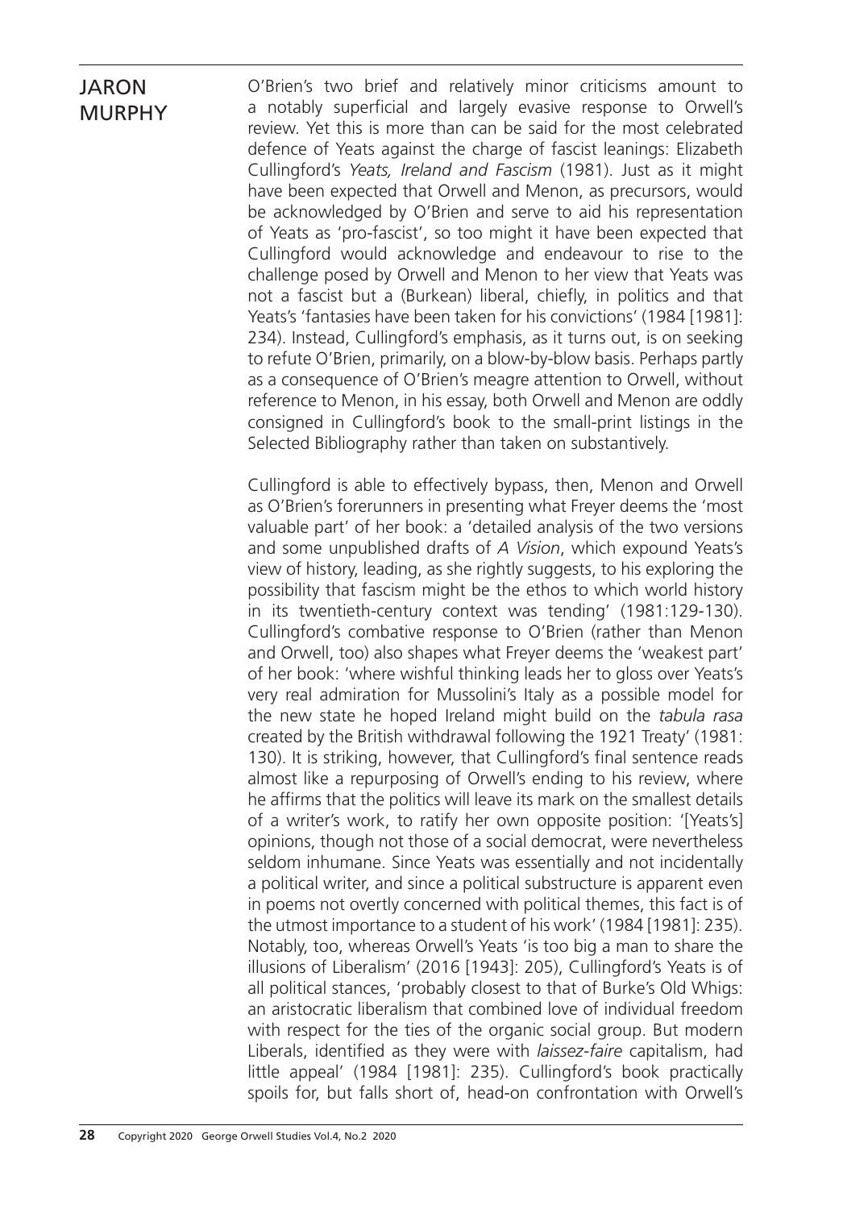O'Brien's two brief and relatively minor criticisms amount to a notably superficial and largely evasive response to Orwell's review. Yet this is more than can be said for the most celebrated defence of Yeats against the charge of fascist leanings: Elizabeth Cullingford's *Yeats, Ireland and Fascism* (1981). Just as it might have been expected that Orwell and Menon, as precursors, would be acknowledged by O'Brien and serve to aid his representation of Yeats as 'pro-fascist', so too might it have been expected that Cullingford would acknowledge and endeavour to rise to the challenge posed by Orwell and Menon to her view that Yeats was not a fascist but a (Burkean) liberal, chiefly, in politics and that Yeats's 'fantasies have been taken for his convictions' (1984 [1981]: 234). Instead, Cullingford's emphasis, as it turns out, is on seeking to refute O'Brien, primarily, on a blow-by-blow basis. Perhaps partly as a consequence of O'Brien's meagre attention to Orwell, without reference to Menon, in his essay, both Orwell and Menon are oddly consigned in Cullingford's book to the small-print listings in the Selected Bibliography rather than taken on substantively.

Cullingford is able to effectively bypass, then, Menon and Orwell as O'Brien's forerunners in presenting what Freyer deems the 'most valuable part' of her book: a 'detailed analysis of the two versions and some unpublished drafts of *A Vision*, which expound Yeats's view of history, leading, as she rightly suggests, to his exploring the possibility that fascism might be the ethos to which world history in its twentieth-century context was tending' (1981:129-130). Cullingford's combative response to O'Brien (rather than Menon and Orwell, too) also shapes what Freyer deems the 'weakest part' of her book: 'where wishful thinking leads her to gloss over Yeats's very real admiration for Mussolini's Italy as a possible model for the new state he hoped Ireland might build on the *tabula rasa* created by the British withdrawal following the 1921 Treaty' (1981: 130). It is striking, however, that Cullingford's final sentence reads almost like a repurposing of Orwell's ending to his review, where he affirms that the politics will leave its mark on the smallest details of a writer's work, to ratify her own opposite position: '[Yeats's] opinions, though not those of a social democrat, were nevertheless seldom inhumane. Since Yeats was essentially and not incidentally a political writer, and since a political substructure is apparent even in poems not overtly concerned with political themes, this fact is of the utmost importance to a student of his work' (1984 [1981]: 235). Notably, too, whereas Orwell's Yeats 'is too big a man to share the illusions of Liberalism' (2016 [1943]: 205), Cullingford's Yeats is of all political stances, 'probably closest to that of Burke's Old Whigs: an aristocratic liberalism that combined love of individual freedom with respect for the ties of the organic social group. But modern Liberals, identified as they were with *laissez-faire* capitalism, had little appeal' (1984 [1981]: 235). Cullingford's book practically spoils for, but falls short of, head-on confrontation with Orwell's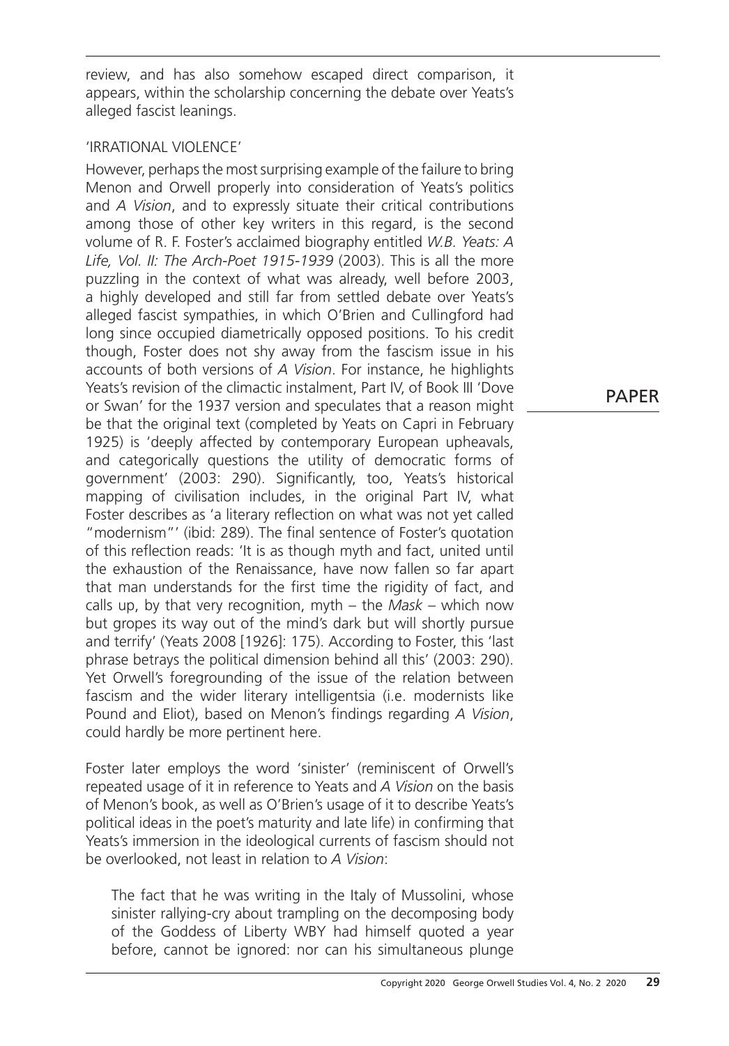review, and has also somehow escaped direct comparison, it appears, within the scholarship concerning the debate over Yeats's alleged fascist leanings.

## 'IRRATIONAL VIOLENCE'

However, perhaps the most surprising example of the failure to bring Menon and Orwell properly into consideration of Yeats's politics and *A Vision*, and to expressly situate their critical contributions among those of other key writers in this regard, is the second volume of R. F. Foster's acclaimed biography entitled *W.B. Yeats: A Life, Vol. II: The Arch-Poet 1915-1939* (2003). This is all the more puzzling in the context of what was already, well before 2003, a highly developed and still far from settled debate over Yeats's alleged fascist sympathies, in which O'Brien and Cullingford had long since occupied diametrically opposed positions. To his credit though, Foster does not shy away from the fascism issue in his accounts of both versions of *A Vision*. For instance, he highlights Yeats's revision of the climactic instalment, Part IV, of Book III 'Dove or Swan' for the 1937 version and speculates that a reason might be that the original text (completed by Yeats on Capri in February 1925) is 'deeply affected by contemporary European upheavals, and categorically questions the utility of democratic forms of government' (2003: 290). Significantly, too, Yeats's historical mapping of civilisation includes, in the original Part IV, what Foster describes as 'a literary reflection on what was not yet called "modernism"' (ibid: 289). The final sentence of Foster's quotation of this reflection reads: 'It is as though myth and fact, united until the exhaustion of the Renaissance, have now fallen so far apart that man understands for the first time the rigidity of fact, and calls up, by that very recognition, myth – the *Mask* – which now but gropes its way out of the mind's dark but will shortly pursue and terrify' (Yeats 2008 [1926]: 175). According to Foster, this 'last phrase betrays the political dimension behind all this' (2003: 290). Yet Orwell's foregrounding of the issue of the relation between fascism and the wider literary intelligentsia (i.e. modernists like Pound and Eliot), based on Menon's findings regarding *A Vision*, could hardly be more pertinent here.

Foster later employs the word 'sinister' (reminiscent of Orwell's repeated usage of it in reference to Yeats and *A Vision* on the basis of Menon's book, as well as O'Brien's usage of it to describe Yeats's political ideas in the poet's maturity and late life) in confirming that Yeats's immersion in the ideological currents of fascism should not be overlooked, not least in relation to *A Vision*:

> The fact that he was writing in the Italy of Mussolini, whose sinister rallying-cry about trampling on the decomposing body of the Goddess of Liberty WBY had himself quoted a year before, cannot be ignored: nor can his simultaneous plunge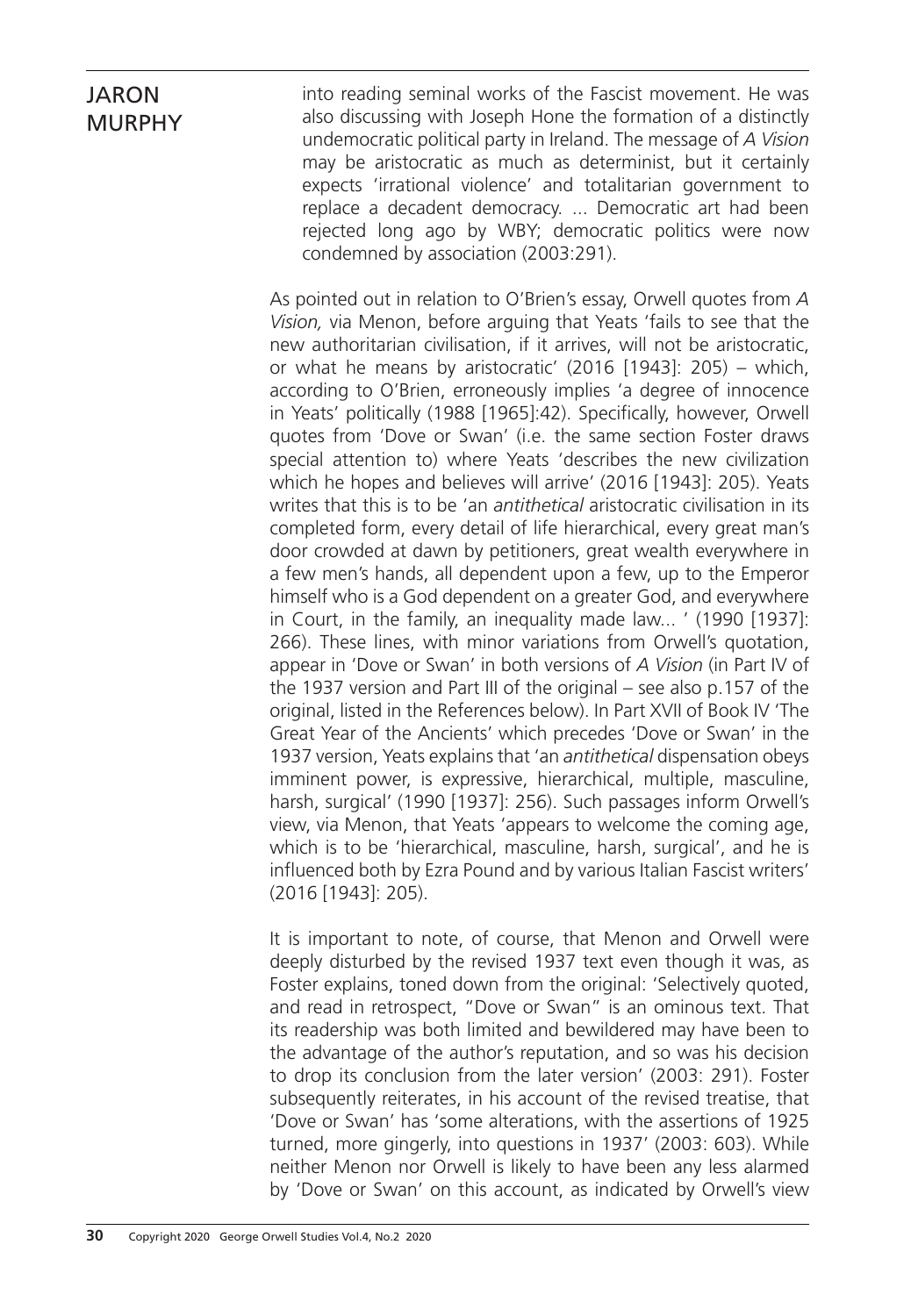> into reading seminal works of the Fascist movement. He was also discussing with Joseph Hone the formation of a distinctly undemocratic political party in Ireland. The message of *A Vision* may be aristocratic as much as determinist, but it certainly expects 'irrational violence' and totalitarian government to replace a decadent democracy. ... Democratic art had been rejected long ago by WBY; democratic politics were now condemned by association (2003:291).

As pointed out in relation to O'Brien's essay, Orwell quotes from *A Vision,* via Menon, before arguing that Yeats 'fails to see that the new authoritarian civilisation, if it arrives, will not be aristocratic, or what he means by aristocratic' (2016 [1943]: 205) – which, according to O'Brien, erroneously implies 'a degree of innocence in Yeats' politically (1988 [1965]:42). Specifically, however, Orwell quotes from 'Dove or Swan' (i.e. the same section Foster draws special attention to) where Yeats 'describes the new civilization which he hopes and believes will arrive' (2016 [1943]: 205). Yeats writes that this is to be 'an *antithetical* aristocratic civilisation in its completed form, every detail of life hierarchical, every great man's door crowded at dawn by petitioners, great wealth everywhere in a few men's hands, all dependent upon a few, up to the Emperor himself who is a God dependent on a greater God, and everywhere in Court, in the family, an inequality made law... ' (1990 [1937]: 266). These lines, with minor variations from Orwell's quotation, appear in 'Dove or Swan' in both versions of *A Vision* (in Part IV of the 1937 version and Part III of the original – see also p.157 of the original, listed in the References below). In Part XVII of Book IV 'The Great Year of the Ancients' which precedes 'Dove or Swan' in the 1937 version, Yeats explains that 'an *antithetical* dispensation obeys imminent power, is expressive, hierarchical, multiple, masculine, harsh, surgical' (1990 [1937]: 256). Such passages inform Orwell's view, via Menon, that Yeats 'appears to welcome the coming age, which is to be 'hierarchical, masculine, harsh, surgical', and he is influenced both by Ezra Pound and by various Italian Fascist writers' (2016 [1943]: 205).

It is important to note, of course, that Menon and Orwell were deeply disturbed by the revised 1937 text even though it was, as Foster explains, toned down from the original: 'Selectively quoted, and read in retrospect, "Dove or Swan" is an ominous text. That its readership was both limited and bewildered may have been to the advantage of the author's reputation, and so was his decision to drop its conclusion from the later version' (2003: 291). Foster subsequently reiterates, in his account of the revised treatise, that 'Dove or Swan' has 'some alterations, with the assertions of 1925 turned, more gingerly, into questions in 1937' (2003: 603). While neither Menon nor Orwell is likely to have been any less alarmed by 'Dove or Swan' on this account, as indicated by Orwell's view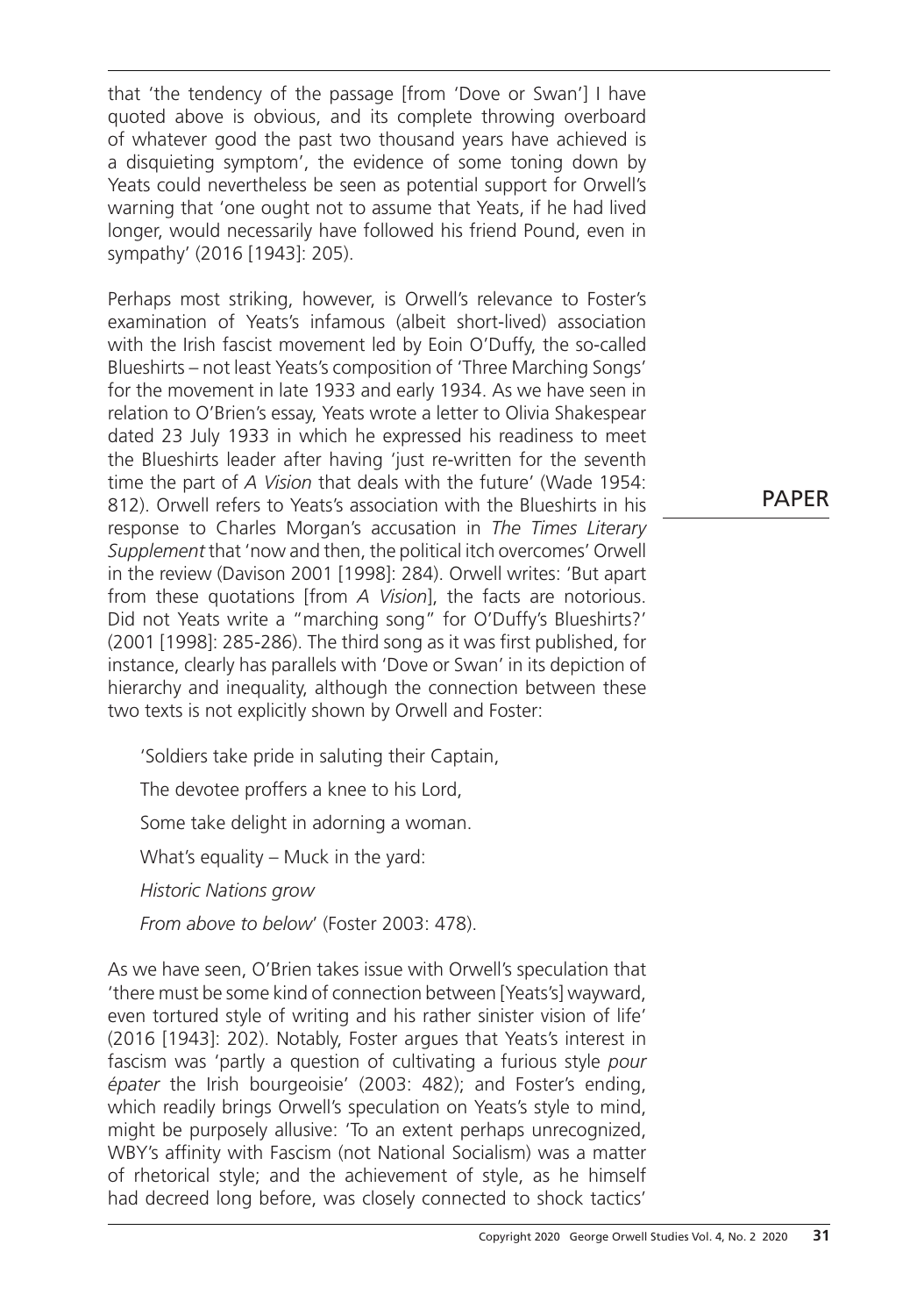that 'the tendency of the passage [from 'Dove or Swan'] I have quoted above is obvious, and its complete throwing overboard of whatever good the past two thousand years have achieved is a disquieting symptom', the evidence of some toning down by Yeats could nevertheless be seen as potential support for Orwell's warning that 'one ought not to assume that Yeats, if he had lived longer, would necessarily have followed his friend Pound, even in sympathy' (2016 [1943]: 205).

Perhaps most striking, however, is Orwell's relevance to Foster's examination of Yeats's infamous (albeit short-lived) association with the Irish fascist movement led by Eoin O'Duffy, the so-called Blueshirts – not least Yeats's composition of 'Three Marching Songs' for the movement in late 1933 and early 1934. As we have seen in relation to O'Brien's essay, Yeats wrote a letter to Olivia Shakespear dated 23 July 1933 in which he expressed his readiness to meet the Blueshirts leader after having 'just re-written for the seventh time the part of *A Vision* that deals with the future' (Wade 1954: 812). Orwell refers to Yeats's association with the Blueshirts in his response to Charles Morgan's accusation in *The Times Literary Supplement* that 'now and then, the political itch overcomes' Orwell in the review (Davison 2001 [1998]: 284). Orwell writes: 'But apart from these quotations [from *A Vision*], the facts are notorious. Did not Yeats write a "marching song" for O'Duffy's Blueshirts?' (2001 [1998]: 285-286). The third song as it was first published, for instance, clearly has parallels with 'Dove or Swan' in its depiction of hierarchy and inequality, although the connection between these two texts is not explicitly shown by Orwell and Foster:

> 'Soldiers take pride in saluting their Captain,
>
> The devotee proffers a knee to his Lord,
>
> Some take delight in adorning a woman.
>
> What's equality – Muck in the yard:
>
> *Historic Nations grow*
>
> *From above to below*' (Foster 2003: 478).

As we have seen, O'Brien takes issue with Orwell's speculation that 'there must be some kind of connection between [Yeats's] wayward, even tortured style of writing and his rather sinister vision of life' (2016 [1943]: 202). Notably, Foster argues that Yeats's interest in fascism was 'partly a question of cultivating a furious style *pour épater* the Irish bourgeoisie' (2003: 482); and Foster's ending, which readily brings Orwell's speculation on Yeats's style to mind, might be purposely allusive: 'To an extent perhaps unrecognized, WBY's affinity with Fascism (not National Socialism) was a matter of rhetorical style; and the achievement of style, as he himself had decreed long before, was closely connected to shock tactics'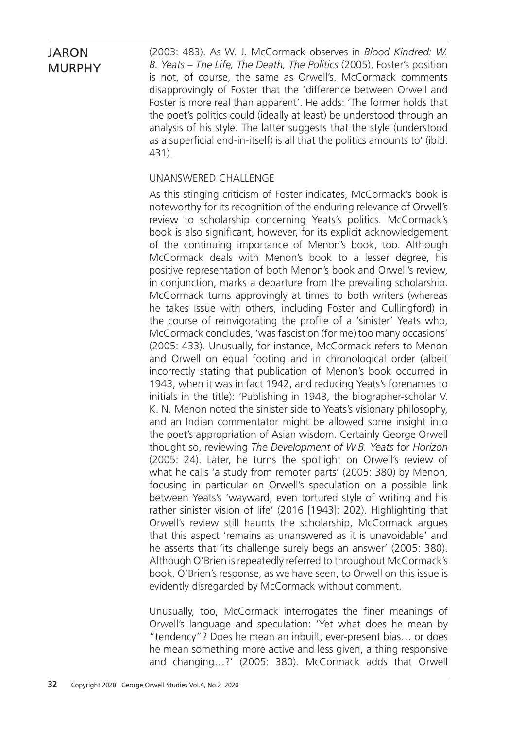(2003: 483). As W. J. McCormack observes in *Blood Kindred: W. B. Yeats – The Life, The Death, The Politics* (2005), Foster's position is not, of course, the same as Orwell's. McCormack comments disapprovingly of Foster that the 'difference between Orwell and Foster is more real than apparent'. He adds: 'The former holds that the poet's politics could (ideally at least) be understood through an analysis of his style. The latter suggests that the style (understood as a superficial end-in-itself) is all that the politics amounts to' (ibid: 431).

## UNANSWERED CHALLENGE

As this stinging criticism of Foster indicates, McCormack's book is noteworthy for its recognition of the enduring relevance of Orwell's review to scholarship concerning Yeats's politics. McCormack's book is also significant, however, for its explicit acknowledgement of the continuing importance of Menon's book, too. Although McCormack deals with Menon's book to a lesser degree, his positive representation of both Menon's book and Orwell's review, in conjunction, marks a departure from the prevailing scholarship. McCormack turns approvingly at times to both writers (whereas he takes issue with others, including Foster and Cullingford) in the course of reinvigorating the profile of a 'sinister' Yeats who, McCormack concludes, 'was fascist on (for me) too many occasions' (2005: 433). Unusually, for instance, McCormack refers to Menon and Orwell on equal footing and in chronological order (albeit incorrectly stating that publication of Menon's book occurred in 1943, when it was in fact 1942, and reducing Yeats's forenames to initials in the title): 'Publishing in 1943, the biographer-scholar V. K. N. Menon noted the sinister side to Yeats's visionary philosophy, and an Indian commentator might be allowed some insight into the poet's appropriation of Asian wisdom. Certainly George Orwell thought so, reviewing *The Development of W.B. Yeats* for *Horizon* (2005: 24). Later, he turns the spotlight on Orwell's review of what he calls 'a study from remoter parts' (2005: 380) by Menon, focusing in particular on Orwell's speculation on a possible link between Yeats's 'wayward, even tortured style of writing and his rather sinister vision of life' (2016 [1943]: 202). Highlighting that Orwell's review still haunts the scholarship, McCormack argues that this aspect 'remains as unanswered as it is unavoidable' and he asserts that 'its challenge surely begs an answer' (2005: 380). Although O'Brien is repeatedly referred to throughout McCormack's book, O'Brien's response, as we have seen, to Orwell on this issue is evidently disregarded by McCormack without comment.

Unusually, too, McCormack interrogates the finer meanings of Orwell's language and speculation: 'Yet what does he mean by "tendency"? Does he mean an inbuilt, ever-present bias… or does he mean something more active and less given, a thing responsive and changing…?' (2005: 380). McCormack adds that Orwell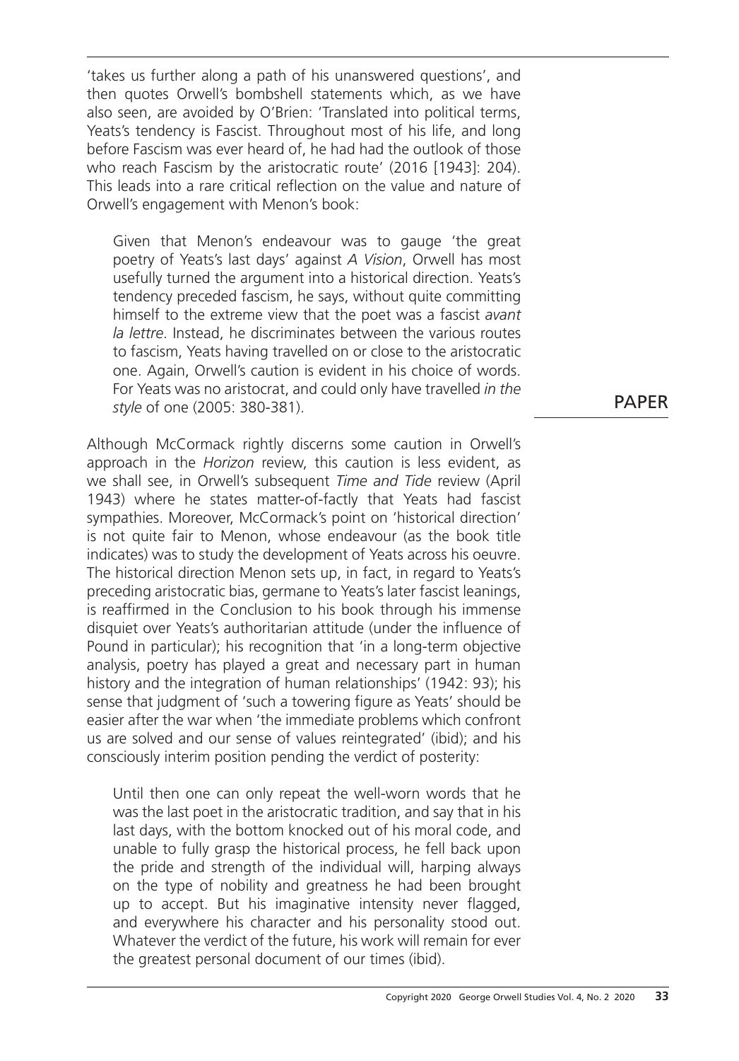'takes us further along a path of his unanswered questions', and then quotes Orwell's bombshell statements which, as we have also seen, are avoided by O'Brien: 'Translated into political terms, Yeats's tendency is Fascist. Throughout most of his life, and long before Fascism was ever heard of, he had had the outlook of those who reach Fascism by the aristocratic route' (2016 [1943]: 204). This leads into a rare critical reflection on the value and nature of Orwell's engagement with Menon's book:

> Given that Menon's endeavour was to gauge 'the great poetry of Yeats's last days' against *A Vision*, Orwell has most usefully turned the argument into a historical direction. Yeats's tendency preceded fascism, he says, without quite committing himself to the extreme view that the poet was a fascist *avant la lettre*. Instead, he discriminates between the various routes to fascism, Yeats having travelled on or close to the aristocratic one. Again, Orwell's caution is evident in his choice of words. For Yeats was no aristocrat, and could only have travelled *in the style* of one (2005: 380-381).

Although McCormack rightly discerns some caution in Orwell's approach in the *Horizon* review, this caution is less evident, as we shall see, in Orwell's subsequent *Time and Tide* review (April 1943) where he states matter-of-factly that Yeats had fascist sympathies. Moreover, McCormack's point on 'historical direction' is not quite fair to Menon, whose endeavour (as the book title indicates) was to study the development of Yeats across his oeuvre. The historical direction Menon sets up, in fact, in regard to Yeats's preceding aristocratic bias, germane to Yeats's later fascist leanings, is reaffirmed in the Conclusion to his book through his immense disquiet over Yeats's authoritarian attitude (under the influence of Pound in particular); his recognition that 'in a long-term objective analysis, poetry has played a great and necessary part in human history and the integration of human relationships' (1942: 93); his sense that judgment of 'such a towering figure as Yeats' should be easier after the war when 'the immediate problems which confront us are solved and our sense of values reintegrated' (ibid); and his consciously interim position pending the verdict of posterity:

> Until then one can only repeat the well-worn words that he was the last poet in the aristocratic tradition, and say that in his last days, with the bottom knocked out of his moral code, and unable to fully grasp the historical process, he fell back upon the pride and strength of the individual will, harping always on the type of nobility and greatness he had been brought up to accept. But his imaginative intensity never flagged, and everywhere his character and his personality stood out. Whatever the verdict of the future, his work will remain for ever the greatest personal document of our times (ibid).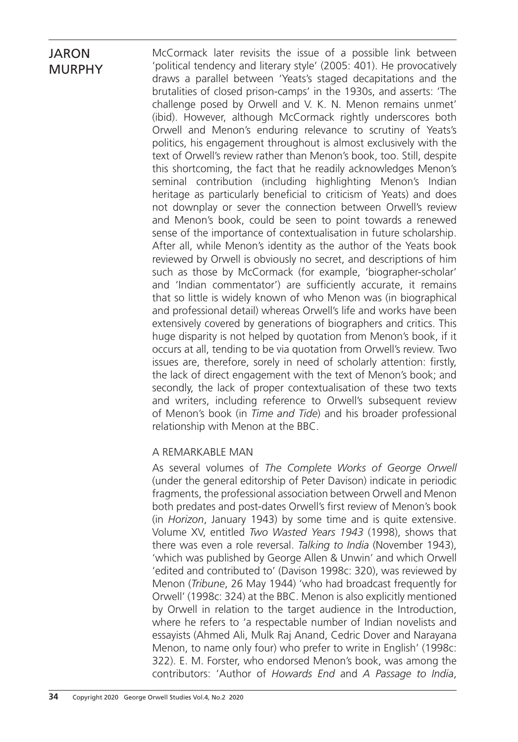McCormack later revisits the issue of a possible link between 'political tendency and literary style' (2005: 401). He provocatively draws a parallel between 'Yeats's staged decapitations and the brutalities of closed prison-camps' in the 1930s, and asserts: 'The challenge posed by Orwell and V. K. N. Menon remains unmet' (ibid). However, although McCormack rightly underscores both Orwell and Menon's enduring relevance to scrutiny of Yeats's politics, his engagement throughout is almost exclusively with the text of Orwell's review rather than Menon's book, too. Still, despite this shortcoming, the fact that he readily acknowledges Menon's seminal contribution (including highlighting Menon's Indian heritage as particularly beneficial to criticism of Yeats) and does not downplay or sever the connection between Orwell's review and Menon's book, could be seen to point towards a renewed sense of the importance of contextualisation in future scholarship. After all, while Menon's identity as the author of the Yeats book reviewed by Orwell is obviously no secret, and descriptions of him such as those by McCormack (for example, 'biographer-scholar' and 'Indian commentator') are sufficiently accurate, it remains that so little is widely known of who Menon was (in biographical and professional detail) whereas Orwell's life and works have been extensively covered by generations of biographers and critics. This huge disparity is not helped by quotation from Menon's book, if it occurs at all, tending to be via quotation from Orwell's review. Two issues are, therefore, sorely in need of scholarly attention: firstly, the lack of direct engagement with the text of Menon's book; and secondly, the lack of proper contextualisation of these two texts and writers, including reference to Orwell's subsequent review of Menon's book (in *Time and Tide*) and his broader professional relationship with Menon at the BBC.

## A REMARKABLE MAN

As several volumes of *The Complete Works of George Orwell* (under the general editorship of Peter Davison) indicate in periodic fragments, the professional association between Orwell and Menon both predates and post-dates Orwell's first review of Menon's book (in *Horizon*, January 1943) by some time and is quite extensive. Volume XV, entitled *Two Wasted Years 1943* (1998), shows that there was even a role reversal. *Talking to India* (November 1943), 'which was published by George Allen & Unwin' and which Orwell 'edited and contributed to' (Davison 1998c: 320), was reviewed by Menon (*Tribune*, 26 May 1944) 'who had broadcast frequently for Orwell' (1998c: 324) at the BBC. Menon is also explicitly mentioned by Orwell in relation to the target audience in the Introduction, where he refers to 'a respectable number of Indian novelists and essayists (Ahmed Ali, Mulk Raj Anand, Cedric Dover and Narayana Menon, to name only four) who prefer to write in English' (1998c: 322). E. M. Forster, who endorsed Menon's book, was among the contributors: 'Author of *Howards End* and *A Passage to India*,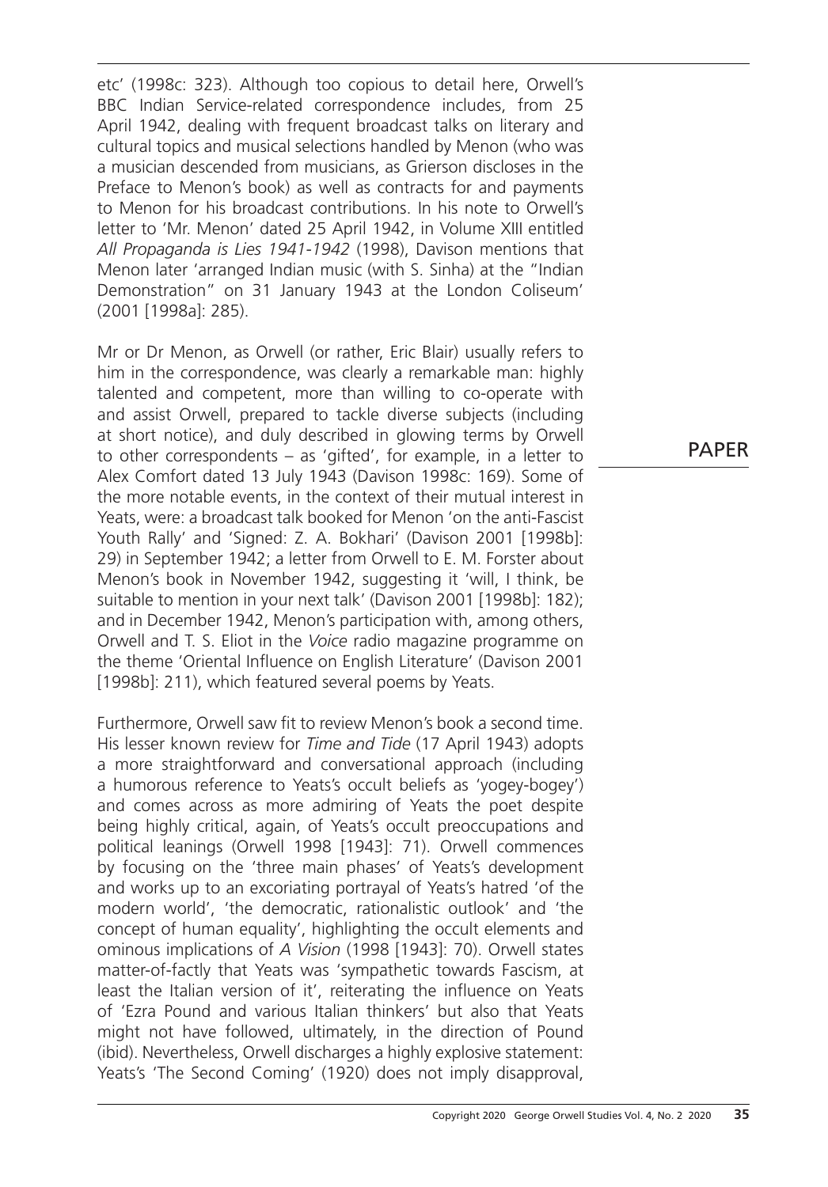etc' (1998c: 323). Although too copious to detail here, Orwell's BBC Indian Service-related correspondence includes, from 25 April 1942, dealing with frequent broadcast talks on literary and cultural topics and musical selections handled by Menon (who was a musician descended from musicians, as Grierson discloses in the Preface to Menon's book) as well as contracts for and payments to Menon for his broadcast contributions. In his note to Orwell's letter to 'Mr. Menon' dated 25 April 1942, in Volume XIII entitled *All Propaganda is Lies 1941-1942* (1998), Davison mentions that Menon later 'arranged Indian music (with S. Sinha) at the "Indian Demonstration" on 31 January 1943 at the London Coliseum' (2001 [1998a]: 285).

Mr or Dr Menon, as Orwell (or rather, Eric Blair) usually refers to him in the correspondence, was clearly a remarkable man: highly talented and competent, more than willing to co-operate with and assist Orwell, prepared to tackle diverse subjects (including at short notice), and duly described in glowing terms by Orwell to other correspondents – as 'gifted', for example, in a letter to Alex Comfort dated 13 July 1943 (Davison 1998c: 169). Some of the more notable events, in the context of their mutual interest in Yeats, were: a broadcast talk booked for Menon 'on the anti-Fascist Youth Rally' and 'Signed: Z. A. Bokhari' (Davison 2001 [1998b]: 29) in September 1942; a letter from Orwell to E. M. Forster about Menon's book in November 1942, suggesting it 'will, I think, be suitable to mention in your next talk' (Davison 2001 [1998b]: 182); and in December 1942, Menon's participation with, among others, Orwell and T. S. Eliot in the *Voice* radio magazine programme on the theme 'Oriental Influence on English Literature' (Davison 2001 [1998b]: 211), which featured several poems by Yeats.

Furthermore, Orwell saw fit to review Menon's book a second time. His lesser known review for *Time and Tide* (17 April 1943) adopts a more straightforward and conversational approach (including a humorous reference to Yeats's occult beliefs as 'yogey-bogey') and comes across as more admiring of Yeats the poet despite being highly critical, again, of Yeats's occult preoccupations and political leanings (Orwell 1998 [1943]: 71). Orwell commences by focusing on the 'three main phases' of Yeats's development and works up to an excoriating portrayal of Yeats's hatred 'of the modern world', 'the democratic, rationalistic outlook' and 'the concept of human equality', highlighting the occult elements and ominous implications of *A Vision* (1998 [1943]: 70). Orwell states matter-of-factly that Yeats was 'sympathetic towards Fascism, at least the Italian version of it', reiterating the influence on Yeats of 'Ezra Pound and various Italian thinkers' but also that Yeats might not have followed, ultimately, in the direction of Pound (ibid). Nevertheless, Orwell discharges a highly explosive statement: Yeats's 'The Second Coming' (1920) does not imply disapproval,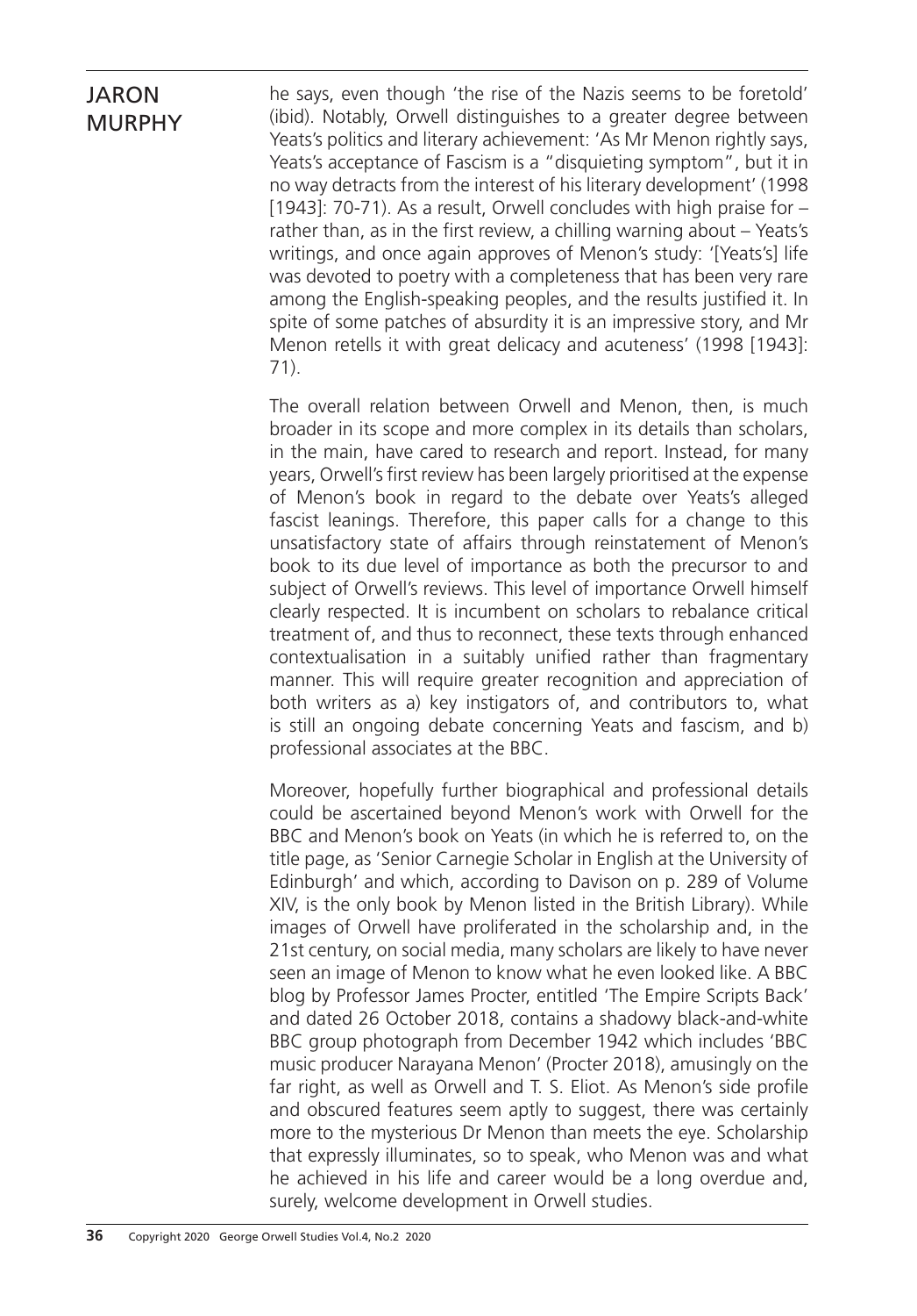he says, even though 'the rise of the Nazis seems to be foretold' (ibid). Notably, Orwell distinguishes to a greater degree between Yeats's politics and literary achievement: 'As Mr Menon rightly says, Yeats's acceptance of Fascism is a "disquieting symptom", but it in no way detracts from the interest of his literary development' (1998 [1943]: 70-71). As a result, Orwell concludes with high praise for – rather than, as in the first review, a chilling warning about – Yeats's writings, and once again approves of Menon's study: '[Yeats's] life was devoted to poetry with a completeness that has been very rare among the English-speaking peoples, and the results justified it. In spite of some patches of absurdity it is an impressive story, and Mr Menon retells it with great delicacy and acuteness' (1998 [1943]: 71).

The overall relation between Orwell and Menon, then, is much broader in its scope and more complex in its details than scholars, in the main, have cared to research and report. Instead, for many years, Orwell's first review has been largely prioritised at the expense of Menon's book in regard to the debate over Yeats's alleged fascist leanings. Therefore, this paper calls for a change to this unsatisfactory state of affairs through reinstatement of Menon's book to its due level of importance as both the precursor to and subject of Orwell's reviews. This level of importance Orwell himself clearly respected. It is incumbent on scholars to rebalance critical treatment of, and thus to reconnect, these texts through enhanced contextualisation in a suitably unified rather than fragmentary manner. This will require greater recognition and appreciation of both writers as a) key instigators of, and contributors to, what is still an ongoing debate concerning Yeats and fascism, and b) professional associates at the BBC.

Moreover, hopefully further biographical and professional details could be ascertained beyond Menon's work with Orwell for the BBC and Menon's book on Yeats (in which he is referred to, on the title page, as 'Senior Carnegie Scholar in English at the University of Edinburgh' and which, according to Davison on p. 289 of Volume XIV, is the only book by Menon listed in the British Library). While images of Orwell have proliferated in the scholarship and, in the 21st century, on social media, many scholars are likely to have never seen an image of Menon to know what he even looked like. A BBC blog by Professor James Procter, entitled 'The Empire Scripts Back' and dated 26 October 2018, contains a shadowy black-and-white BBC group photograph from December 1942 which includes 'BBC music producer Narayana Menon' (Procter 2018), amusingly on the far right, as well as Orwell and T. S. Eliot. As Menon's side profile and obscured features seem aptly to suggest, there was certainly more to the mysterious Dr Menon than meets the eye. Scholarship that expressly illuminates, so to speak, who Menon was and what he achieved in his life and career would be a long overdue and, surely, welcome development in Orwell studies.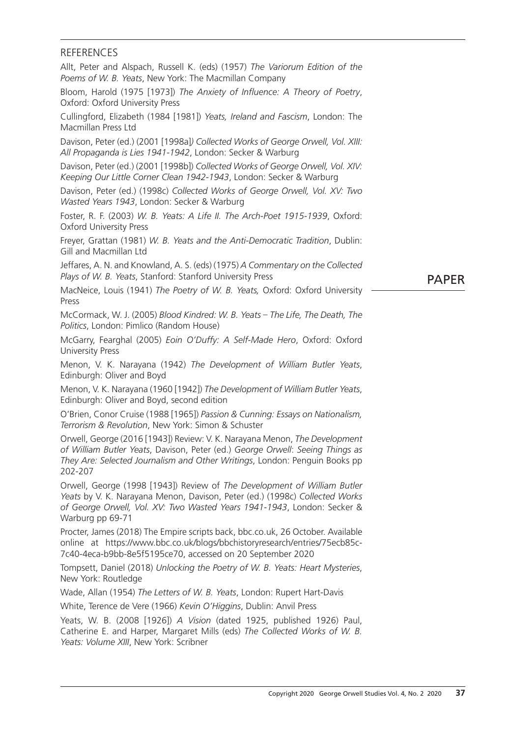## REFERENCES

Allt, Peter and Alspach, Russell K. (eds) (1957) *The Variorum Edition of the Poems of W. B. Yeats*, New York: The Macmillan Company

Bloom, Harold (1975 [1973]) *The Anxiety of Influence: A Theory of Poetry*, Oxford: Oxford University Press

Cullingford, Elizabeth (1984 [1981]) *Yeats, Ireland and Fascism*, London: The Macmillan Press Ltd

Davison, Peter (ed.) (2001 [1998a]) *Collected Works of George Orwell, Vol. XIII: All Propaganda is Lies 1941-1942*, London: Secker & Warburg

Davison, Peter (ed.) (2001 [1998b]) *Collected Works of George Orwell, Vol. XIV: Keeping Our Little Corner Clean 1942-1943*, London: Secker & Warburg

Davison, Peter (ed.) (1998c) *Collected Works of George Orwell, Vol. XV: Two Wasted Years 1943*, London: Secker & Warburg

Foster, R. F. (2003) *W. B. Yeats: A Life II. The Arch-Poet 1915-1939*, Oxford: Oxford University Press

Freyer, Grattan (1981) *W. B. Yeats and the Anti-Democratic Tradition*, Dublin: Gill and Macmillan Ltd

Jeffares, A. N. and Knowland, A. S. (eds) (1975) *A Commentary on the Collected Plays of W. B. Yeats*, Stanford: Stanford University Press

MacNeice, Louis (1941) *The Poetry of W. B. Yeats,* Oxford: Oxford University Press

McCormack, W. J. (2005) *Blood Kindred: W. B. Yeats – The Life, The Death, The Politics*, London: Pimlico (Random House)

McGarry, Fearghal (2005) *Eoin O'Duffy: A Self-Made Hero*, Oxford: Oxford University Press

Menon, V. K. Narayana (1942) *The Development of William Butler Yeats*, Edinburgh: Oliver and Boyd

Menon, V. K. Narayana (1960 [1942]) *The Development of William Butler Yeats*, Edinburgh: Oliver and Boyd, second edition

O'Brien, Conor Cruise (1988 [1965]) *Passion & Cunning: Essays on Nationalism, Terrorism & Revolution*, New York: Simon & Schuster

Orwell, George (2016 [1943]) Review: V. K. Narayana Menon, *The Development of William Butler Yeats*, Davison, Peter (ed.) *George Orwell*: *Seeing Things as They Are: Selected Journalism and Other Writings*, London: Penguin Books pp 202-207

Orwell, George (1998 [1943]) Review of *The Development of William Butler Yeats* by V. K. Narayana Menon, Davison, Peter (ed.) (1998c) *Collected Works of George Orwell, Vol. XV: Two Wasted Years 1941-1943*, London: Secker & Warburg pp 69-71

Procter, James (2018) The Empire scripts back, bbc.co.uk, 26 October. Available online at https://www.bbc.co.uk/blogs/bbchistoryresearch/entries/75ecb85c-7c40-4eca-b9bb-8e5f5195ce70, accessed on 20 September 2020

Tompsett, Daniel (2018) *Unlocking the Poetry of W. B. Yeats: Heart Mysteries*, New York: Routledge

Wade, Allan (1954) *The Letters of W. B. Yeats*, London: Rupert Hart-Davis

White, Terence de Vere (1966) *Kevin O'Higgins*, Dublin: Anvil Press

Yeats, W. B. (2008 [1926]) *A Vision* (dated 1925, published 1926) Paul, Catherine E. and Harper, Margaret Mills (eds) *The Collected Works of W. B. Yeats: Volume XIII*, New York: Scribner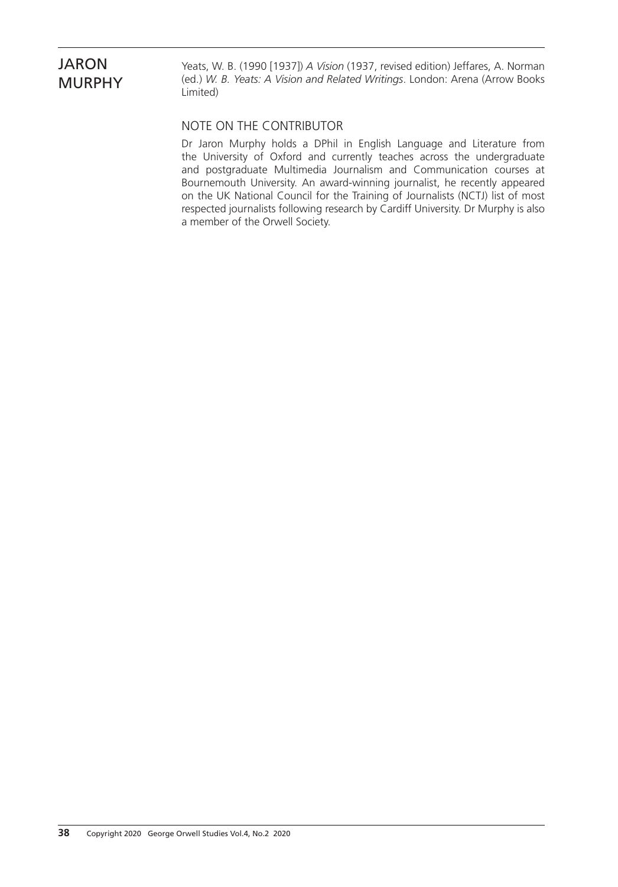Yeats, W. B. (1990 [1937]) *A Vision* (1937, revised edition) Jeffares, A. Norman (ed.) *W. B. Yeats: A Vision and Related Writings*. London: Arena (Arrow Books Limited)

## NOTE ON THE CONTRIBUTOR

Dr Jaron Murphy holds a DPhil in English Language and Literature from the University of Oxford and currently teaches across the undergraduate and postgraduate Multimedia Journalism and Communication courses at Bournemouth University. An award-winning journalist, he recently appeared on the UK National Council for the Training of Journalists (NCTJ) list of most respected journalists following research by Cardiff University. Dr Murphy is also a member of the Orwell Society.